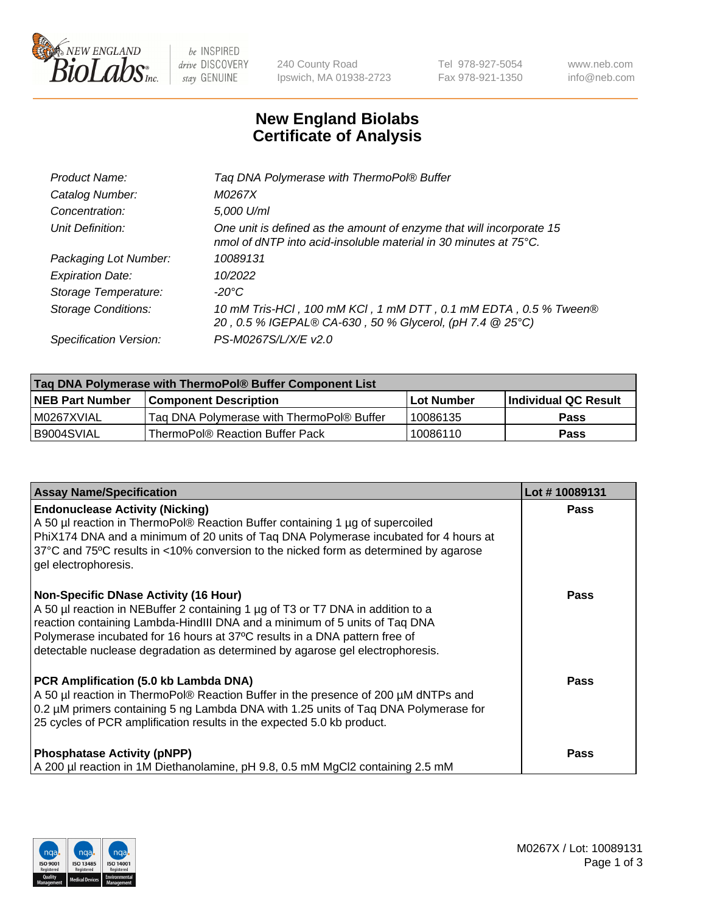# New England Biolabs Certificate of Analysis

| | |
|---|---|
| *Product Name:* | *Taq DNA Polymerase with ThermoPol® Buffer* |
| *Catalog Number:* | *M0267X* |
| *Concentration:* | *5,000 U/ml* |
| *Unit Definition:* | *One unit is defined as the amount of enzyme that will incorporate 15 nmol of dNTP into acid-insoluble material in 30 minutes at 75°C.* |
| *Packaging Lot Number:* | *10089131* |
| *Expiration Date:* | *10/2022* |
| *Storage Temperature:* | *-20°C* |
| *Storage Conditions:* | *10 mM Tris-HCl , 100 mM KCl , 1 mM DTT , 0.1 mM EDTA , 0.5 % Tween® 20 , 0.5 % IGEPAL® CA-630 , 50 % Glycerol, (pH 7.4 @ 25°C)* |
| *Specification Version:* | *PS-M0267S/L/X/E v2.0* |

| Taq DNA Polymerase with ThermoPol® Buffer Component List | | | |
|---|---|---|---|
| **NEB Part Number** | **Component Description** | **Lot Number** | **Individual QC Result** |
| M0267XVIAL | Taq DNA Polymerase with ThermoPol® Buffer | 10086135 | **Pass** |
| B9004SVIAL | ThermoPol® Reaction Buffer Pack | 10086110 | **Pass** |

| Assay Name/Specification | Lot # 10089131 |
|---|---|
| **Endonuclease Activity (Nicking)**<br>A 50 µl reaction in ThermoPol® Reaction Buffer containing 1 µg of supercoiled PhiX174 DNA and a minimum of 20 units of Taq DNA Polymerase incubated for 4 hours at 37ºC and 75ºC results in <10% conversion to the nicked form as determined by agarose gel electrophoresis. | **Pass** |
| **Non-Specific DNase Activity (16 Hour)**<br>A 50 µl reaction in NEBuffer 2 containing 1 µg of T3 or T7 DNA in addition to a reaction containing Lambda-HindIII DNA and a minimum of 5 units of Taq DNA Polymerase incubated for 16 hours at 37ºC results in a DNA pattern free of detectable nuclease degradation as determined by agarose gel electrophoresis. | **Pass** |
| **PCR Amplification (5.0 kb Lambda DNA)**<br>A 50 µl reaction in ThermoPol® Reaction Buffer in the presence of 200 µM dNTPs and 0.2 µM primers containing 5 ng Lambda DNA with 1.25 units of Taq DNA Polymerase for 25 cycles of PCR amplification results in the expected 5.0 kb product. | **Pass** |
| **Phosphatase Activity (pNPP)**<br>A 200 µl reaction in 1M Diethanolamine, pH 9.8, 0.5 mM $MgCl_2$ containing 2.5 mM | **Pass** |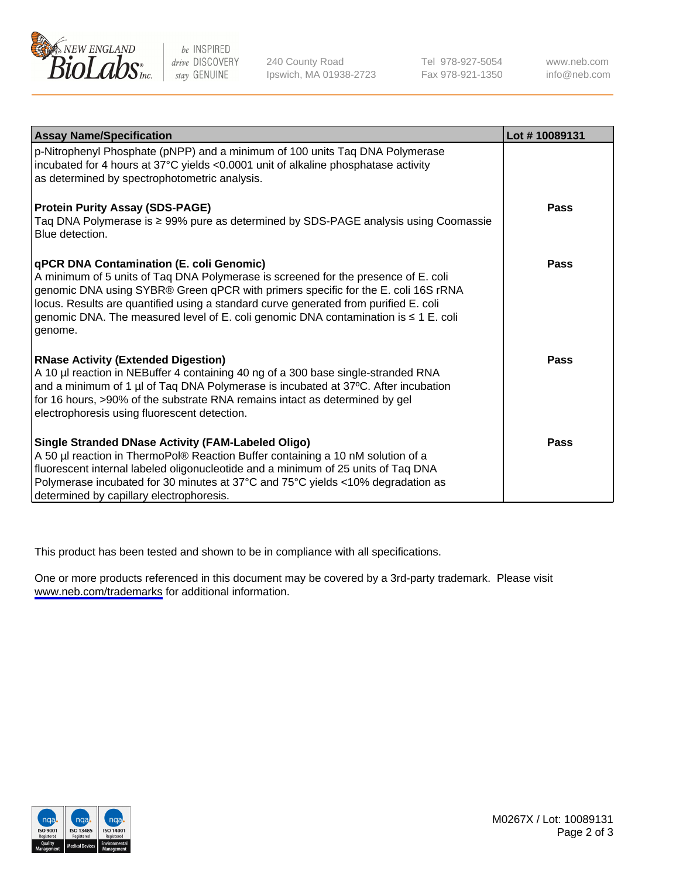| Assay Name/Specification | Lot # 10089131 |
|---|---|
| p-Nitrophenyl Phosphate (pNPP) and a minimum of 100 units Taq DNA Polymerase incubated for 4 hours at 37°C yields <0.0001 unit of alkaline phosphatase activity as determined by spectrophotometric analysis. | |
| **Protein Purity Assay (SDS-PAGE)**<br>Taq DNA Polymerase is ≥ 99% pure as determined by SDS-PAGE analysis using Coomassie Blue detection. | **Pass** |
| **qPCR DNA Contamination (E. coli Genomic)**<br>A minimum of 5 units of Taq DNA Polymerase is screened for the presence of E. coli genomic DNA using SYBR® Green qPCR with primers specific for the E. coli 16S rRNA locus. Results are quantified using a standard curve generated from purified E. coli genomic DNA. The measured level of E. coli genomic DNA contamination is ≤ 1 E. coli genome. | **Pass** |
| **RNase Activity (Extended Digestion)**<br>A 10 µl reaction in NEBuffer 4 containing 40 ng of a 300 base single-stranded RNA and a minimum of 1 µl of Taq DNA Polymerase is incubated at 37ºC. After incubation for 16 hours, >90% of the substrate RNA remains intact as determined by gel electrophoresis using fluorescent detection. | **Pass** |
| **Single Stranded DNase Activity (FAM-Labeled Oligo)**<br>A 50 µl reaction in ThermoPol® Reaction Buffer containing a 10 nM solution of a fluorescent internal labeled oligonucleotide and a minimum of 25 units of Taq DNA Polymerase incubated for 30 minutes at 37°C and 75°C yields <10% degradation as determined by capillary electrophoresis. | **Pass** |

This product has been tested and shown to be in compliance with all specifications.

One or more products referenced in this document may be covered by a 3rd-party trademark. Please visit www.neb.com/trademarks for additional information.

M0267X / Lot: 10089131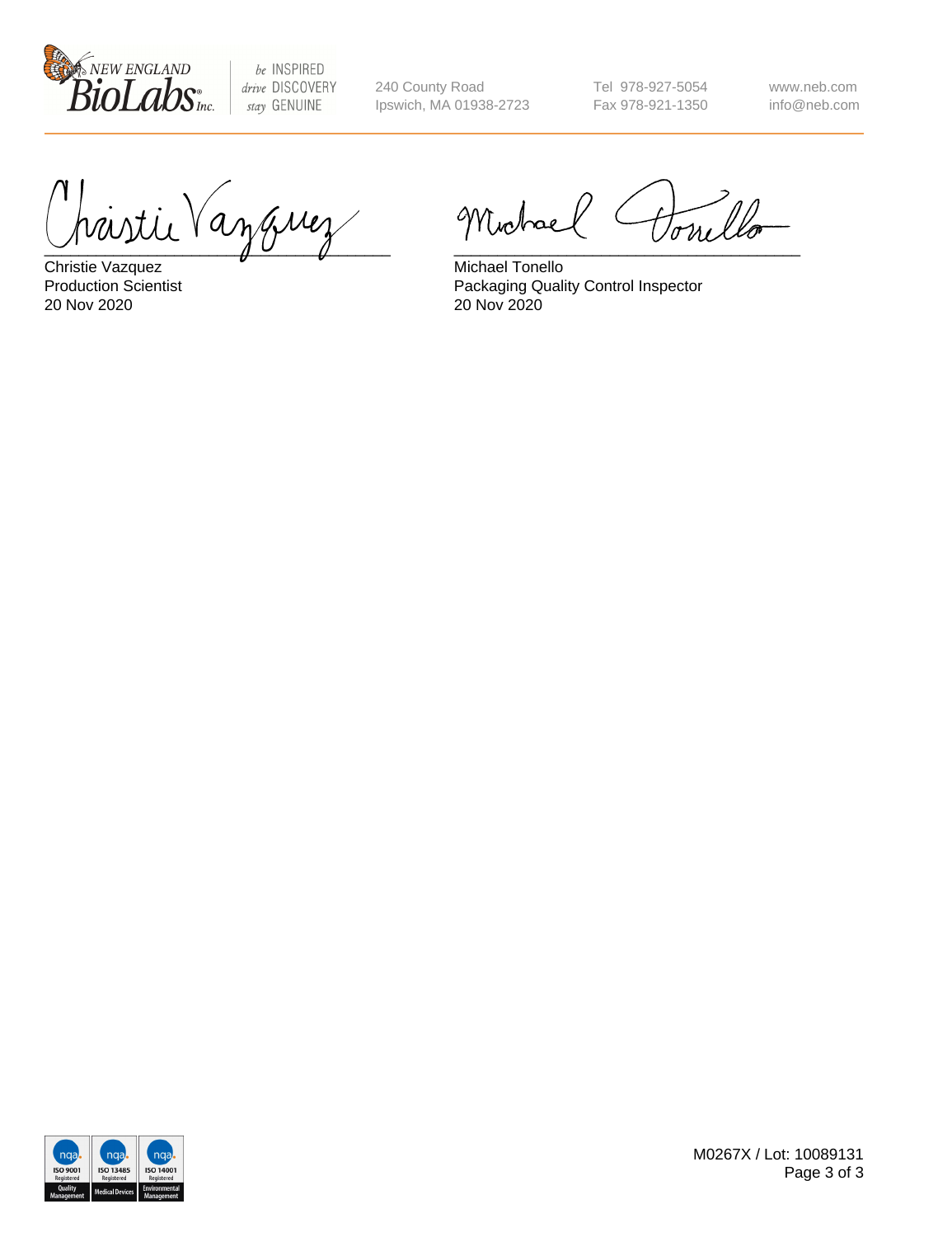Christie Vazquez
Production Scientist
20 Nov 2020

Michael Tonello
Packaging Quality Control Inspector
20 Nov 2020